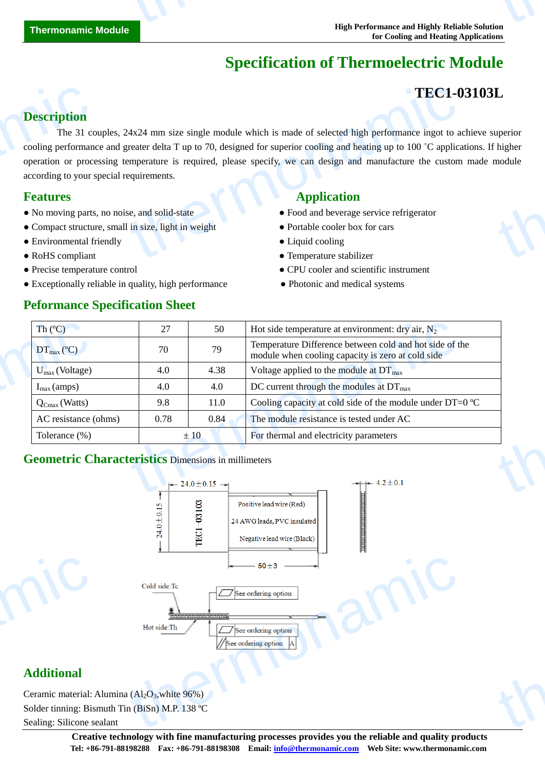# Specification of Thermoelectric Module

## TEC1-03103L

## Description

The 31 couples, 24x24 mm size single module which is made of selected high performance ingot to achieve superior cooling performance and greater delta T up to 70, designed for superior cooling and heating up to 100 ˚C applications. If higher operation or processing temperature is required, please specify, we can design and manufacture the custom made module according to your special requirements.

## Features

- No moving parts, no noise, and solid-state
- Compact structure, small in size, light in weight
- Environmental friendly
- RoHS compliant
- Precise temperature control
- Exceptionally reliable in quality, high performance

## Application

- Food and beverage service refrigerator
- Portable cooler box for cars
- Liquid cooling
- Temperature stabilizer
- CPU cooler and scientific instrument
- Photonic and medical systems

## Peformance Specification Sheet

| Th (ºC) | 27 | 50 | Hot side temperature at environment: dry air, $N_2$ |
|---|---|---|---|
| $DT_{max}$ (ºC) | 70 | 79 | Temperature Difference between cold and hot side of the module when cooling capacity is zero at cold side |
| $U_{max}$ (Voltage) | 4.0 | 4.38 | Voltage applied to the module at $DT_{max}$ |
| $I_{max}$ (amps) | 4.0 | 4.0 | DC current through the modules at $DT_{max}$ |
| $Q_{Cmax}$ (Watts) | 9.8 | 11.0 | Cooling capacity at cold side of the module under DT=0 ºC |
| AC resistance (ohms) | 0.78 | 0.84 | The module resistance is tested under AC |
| Tolerance (%) | ± 10 | | For thermal and electricity parameters |

## Geometric Characteristics Dimensions in millimeters

24.0±0.15

24.0±0.15

TEC1-03103

Positive lead wire (Red)

24 AWG leads, PVC insulated

Negative lead wire (Black)

50±3

4.2±0.1

Cold side:Tc

Hot side:Th

See ordering option

See ordering option

See ordering option A

## Additional

Ceramic material: Alumina ($Al_2O_3$,white 96%)

Solder tinning: Bismuth Tin (BiSn) M.P. 138 ºC

Sealing: Silicone sealant

**Creative technology with fine manufacturing processes provides you the reliable and quality products**

**Tel: +86-791-88198288 Fax: +86-791-88198308 Email: info@thermonamic.com Web Site: www.thermonamic.com**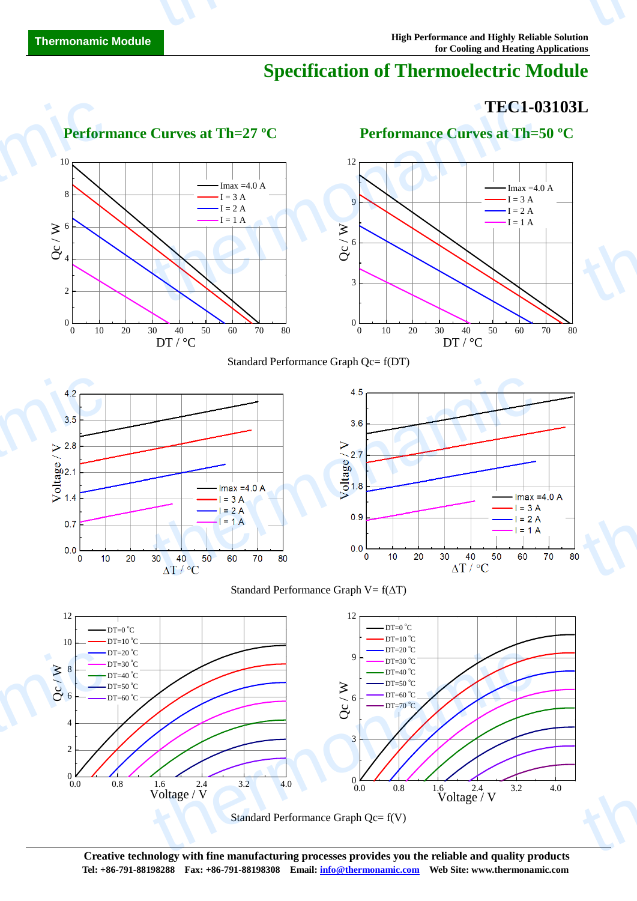# Specification of Thermoelectric Module

## TEC1-03103L

### Performance Curves at Th=27 ºC

### Performance Curves at Th=50 ºC

Standard Performance Graph Qc= f(DT)

Standard Performance Graph V= f(ΔT)

Standard Performance Graph Qc= f(V)

**Creative technology with fine manufacturing processes provides you the reliable and quality products**

**Tel: +86-791-88198288 Fax: +86-791-88198308 Email: info@thermonamic.com Web Site: www.thermonamic.com**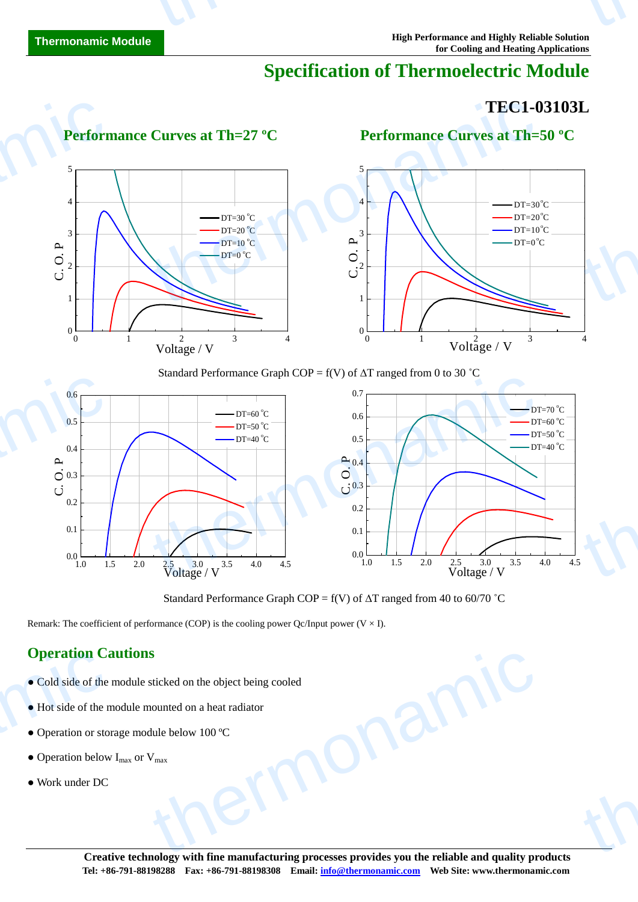# Specification of Thermoelectric Module

## TEC1-03103L

### Performance Curves at Th=27 ºC

C. O. P
Voltage / V
DT=30 °C
DT=20 °C
DT=10 °C
DT=0 °C

### Performance Curves at Th=50 ºC

C. O. P
Voltage / V
DT=30°C
DT=20°C
DT=10°C
DT=0°C

Standard Performance Graph COP = f(V) of ΔT ranged from 0 to 30 ˚C

C. O. P
Voltage / V
DT=60 °C
DT=50 °C
DT=40 °C

C. O. P
Voltage / V
DT=70 °C
DT=60 °C
DT=50 °C
DT=40 °C

Standard Performance Graph COP = f(V) of ΔT ranged from 40 to 60/70 ˚C

Remark: The coefficient of performance (COP) is the cooling power Qc/Input power (V × I).

## Operation Cautions

- Cold side of the module sticked on the object being cooled
- Hot side of the module mounted on a heat radiator
- Operation or storage module below 100 ºC
- Operation below $I_{max}$ or $V_{max}$
- Work under DC

**Creative technology with fine manufacturing processes provides you the reliable and quality products**
**Tel: +86-791-88198288 Fax: +86-791-88198308 Email: info@thermonamic.com Web Site: www.thermonamic.com**